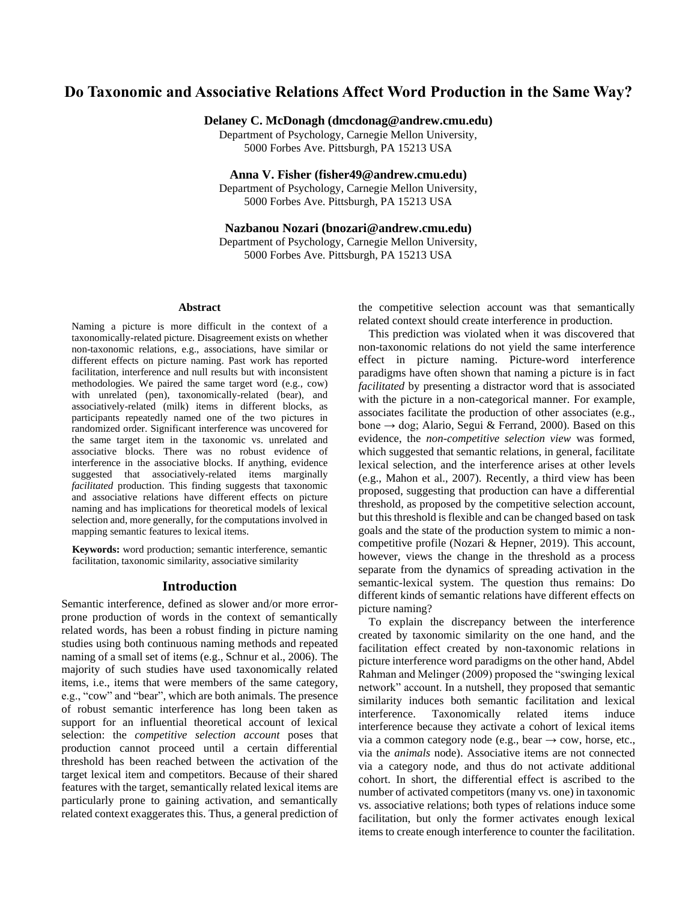# Do Taxonomic and Associative Relations Affect Word Production in the Same Way?

**Delaney C. McDonagh (dmcdonag@andrew.cmu.edu)**
Department of Psychology, Carnegie Mellon University,
5000 Forbes Ave. Pittsburgh, PA 15213 USA

**Anna V. Fisher (fisher49@andrew.cmu.edu)**
Department of Psychology, Carnegie Mellon University,
5000 Forbes Ave. Pittsburgh, PA 15213 USA

**Nazbanou Nozari (bnozari@andrew.cmu.edu)**
Department of Psychology, Carnegie Mellon University,
5000 Forbes Ave. Pittsburgh, PA 15213 USA

## Abstract

Naming a picture is more difficult in the context of a taxonomically-related picture. Disagreement exists on whether non-taxonomic relations, e.g., associations, have similar or different effects on picture naming. Past work has reported facilitation, interference and null results but with inconsistent methodologies. We paired the same target word (e.g., cow) with unrelated (pen), taxonomically-related (bear), and associatively-related (milk) items in different blocks, as participants repeatedly named one of the two pictures in randomized order. Significant interference was uncovered for the same target item in the taxonomic vs. unrelated and associative blocks. There was no robust evidence of interference in the associative blocks. If anything, evidence suggested that associatively-related items marginally *facilitated* production. This finding suggests that taxonomic and associative relations have different effects on picture naming and has implications for theoretical models of lexical selection and, more generally, for the computations involved in mapping semantic features to lexical items.

**Keywords:** word production; semantic interference, semantic facilitation, taxonomic similarity, associative similarity

## Introduction

Semantic interference, defined as slower and/or more error-prone production of words in the context of semantically related words, has been a robust finding in picture naming studies using both continuous naming methods and repeated naming of a small set of items (e.g., Schnur et al., 2006). The majority of such studies have used taxonomically related items, i.e., items that were members of the same category, e.g., "cow" and "bear", which are both animals. The presence of robust semantic interference has long been taken as support for an influential theoretical account of lexical selection: the *competitive selection account* poses that production cannot proceed until a certain differential threshold has been reached between the activation of the target lexical item and competitors. Because of their shared features with the target, semantically related lexical items are particularly prone to gaining activation, and semantically related context exaggerates this. Thus, a general prediction of the competitive selection account was that semantically related context should create interference in production.

This prediction was violated when it was discovered that non-taxonomic relations do not yield the same interference effect in picture naming. Picture-word interference paradigms have often shown that naming a picture is in fact *facilitated* by presenting a distractor word that is associated with the picture in a non-categorical manner. For example, associates facilitate the production of other associates (e.g., bone → dog; Alario, Segui & Ferrand, 2000). Based on this evidence, the *non-competitive selection view* was formed, which suggested that semantic relations, in general, facilitate lexical selection, and the interference arises at other levels (e.g., Mahon et al., 2007). Recently, a third view has been proposed, suggesting that production can have a differential threshold, as proposed by the competitive selection account, but this threshold is flexible and can be changed based on task goals and the state of the production system to mimic a non-competitive profile (Nozari & Hepner, 2019). This account, however, views the change in the threshold as a process separate from the dynamics of spreading activation in the semantic-lexical system. The question thus remains: Do different kinds of semantic relations have different effects on picture naming?

To explain the discrepancy between the interference created by taxonomic similarity on the one hand, and the facilitation effect created by non-taxonomic relations in picture interference word paradigms on the other hand, Abdel Rahman and Melinger (2009) proposed the "swinging lexical network" account. In a nutshell, they proposed that semantic similarity induces both semantic facilitation and lexical interference. Taxonomically related items induce interference because they activate a cohort of lexical items via a common category node (e.g., bear → cow, horse, etc., via the *animals* node). Associative items are not connected via a category node, and thus do not activate additional cohort. In short, the differential effect is ascribed to the number of activated competitors (many vs. one) in taxonomic vs. associative relations; both types of relations induce some facilitation, but only the former activates enough lexical items to create enough interference to counter the facilitation.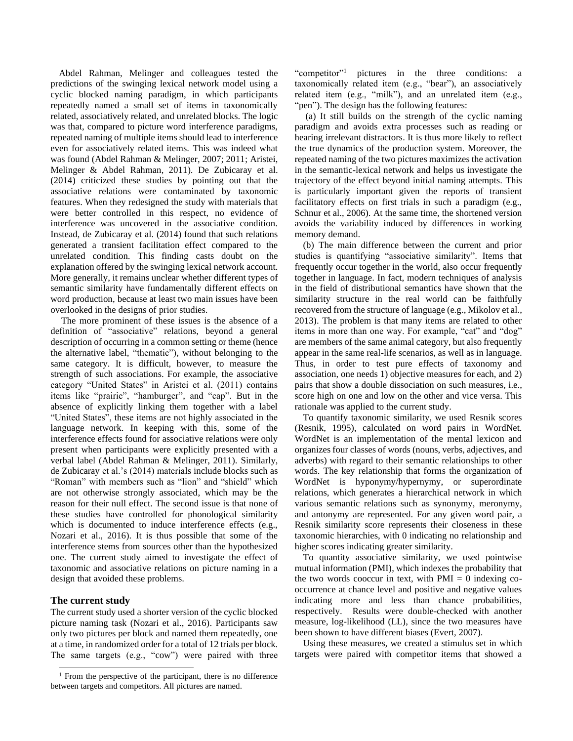Abdel Rahman, Melinger and colleagues tested the predictions of the swinging lexical network model using a cyclic blocked naming paradigm, in which participants repeatedly named a small set of items in taxonomically related, associatively related, and unrelated blocks. The logic was that, compared to picture word interference paradigms, repeated naming of multiple items should lead to interference even for associatively related items. This was indeed what was found (Abdel Rahman & Melinger, 2007; 2011; Aristei, Melinger & Abdel Rahman, 2011). De Zubicaray et al. (2014) criticized these studies by pointing out that the associative relations were contaminated by taxonomic features. When they redesigned the study with materials that were better controlled in this respect, no evidence of interference was uncovered in the associative condition. Instead, de Zubicaray et al. (2014) found that such relations generated a transient facilitation effect compared to the unrelated condition. This finding casts doubt on the explanation offered by the swinging lexical network account. More generally, it remains unclear whether different types of semantic similarity have fundamentally different effects on word production, because at least two main issues have been overlooked in the designs of prior studies.

The more prominent of these issues is the absence of a definition of "associative" relations, beyond a general description of occurring in a common setting or theme (hence the alternative label, "thematic"), without belonging to the same category. It is difficult, however, to measure the strength of such associations. For example, the associative category "United States" in Aristei et al. (2011) contains items like "prairie", "hamburger", and "cap". But in the absence of explicitly linking them together with a label "United States", these items are not highly associated in the language network. In keeping with this, some of the interference effects found for associative relations were only present when participants were explicitly presented with a verbal label (Abdel Rahman & Melinger, 2011). Similarly, de Zubicaray et al.'s (2014) materials include blocks such as "Roman" with members such as "lion" and "shield" which are not otherwise strongly associated, which may be the reason for their null effect. The second issue is that none of these studies have controlled for phonological similarity which is documented to induce interference effects (e.g., Nozari et al., 2016). It is thus possible that some of the interference stems from sources other than the hypothesized one. The current study aimed to investigate the effect of taxonomic and associative relations on picture naming in a design that avoided these problems.

## The current study

The current study used a shorter version of the cyclic blocked picture naming task (Nozari et al., 2016). Participants saw only two pictures per block and named them repeatedly, one at a time, in randomized order for a total of 12 trials per block. The same targets (e.g., "cow") were paired with three "competitor"[1] pictures in the three conditions: a taxonomically related item (e.g., "bear"), an associatively related item (e.g., "milk"), and an unrelated item (e.g., "pen"). The design has the following features:

(a) It still builds on the strength of the cyclic naming paradigm and avoids extra processes such as reading or hearing irrelevant distractors. It is thus more likely to reflect the true dynamics of the production system. Moreover, the repeated naming of the two pictures maximizes the activation in the semantic-lexical network and helps us investigate the trajectory of the effect beyond initial naming attempts. This is particularly important given the reports of transient facilitatory effects on first trials in such a paradigm (e.g., Schnur et al., 2006). At the same time, the shortened version avoids the variability induced by differences in working memory demand.

(b) The main difference between the current and prior studies is quantifying "associative similarity". Items that frequently occur together in the world, also occur frequently together in language. In fact, modern techniques of analysis in the field of distributional semantics have shown that the similarity structure in the real world can be faithfully recovered from the structure of language (e.g., Mikolov et al., 2013). The problem is that many items are related to other items in more than one way. For example, "cat" and "dog" are members of the same animal category, but also frequently appear in the same real-life scenarios, as well as in language. Thus, in order to test pure effects of taxonomy and association, one needs 1) objective measures for each, and 2) pairs that show a double dissociation on such measures, i.e., score high on one and low on the other and vice versa. This rationale was applied to the current study.

To quantify taxonomic similarity, we used Resnik scores (Resnik, 1995), calculated on word pairs in WordNet. WordNet is an implementation of the mental lexicon and organizes four classes of words (nouns, verbs, adjectives, and adverbs) with regard to their semantic relationships to other words. The key relationship that forms the organization of WordNet is hyponymy/hypernymy, or superordinate relations, which generates a hierarchical network in which various semantic relations such as synonymy, meronymy, and antonymy are represented. For any given word pair, a Resnik similarity score represents their closeness in these taxonomic hierarchies, with 0 indicating no relationship and higher scores indicating greater similarity.

To quantity associative similarity, we used pointwise mutual information (PMI), which indexes the probability that the two words cooccur in text, with PMI = 0 indexing co-occurrence at chance level and positive and negative values indicating more and less than chance probabilities, respectively. Results were double-checked with another measure, log-likelihood (LL), since the two measures have been shown to have different biases (Evert, 2007).

Using these measures, we created a stimulus set in which targets were paired with competitor items that showed a

[1] From the perspective of the participant, there is no difference between targets and competitors. All pictures are named.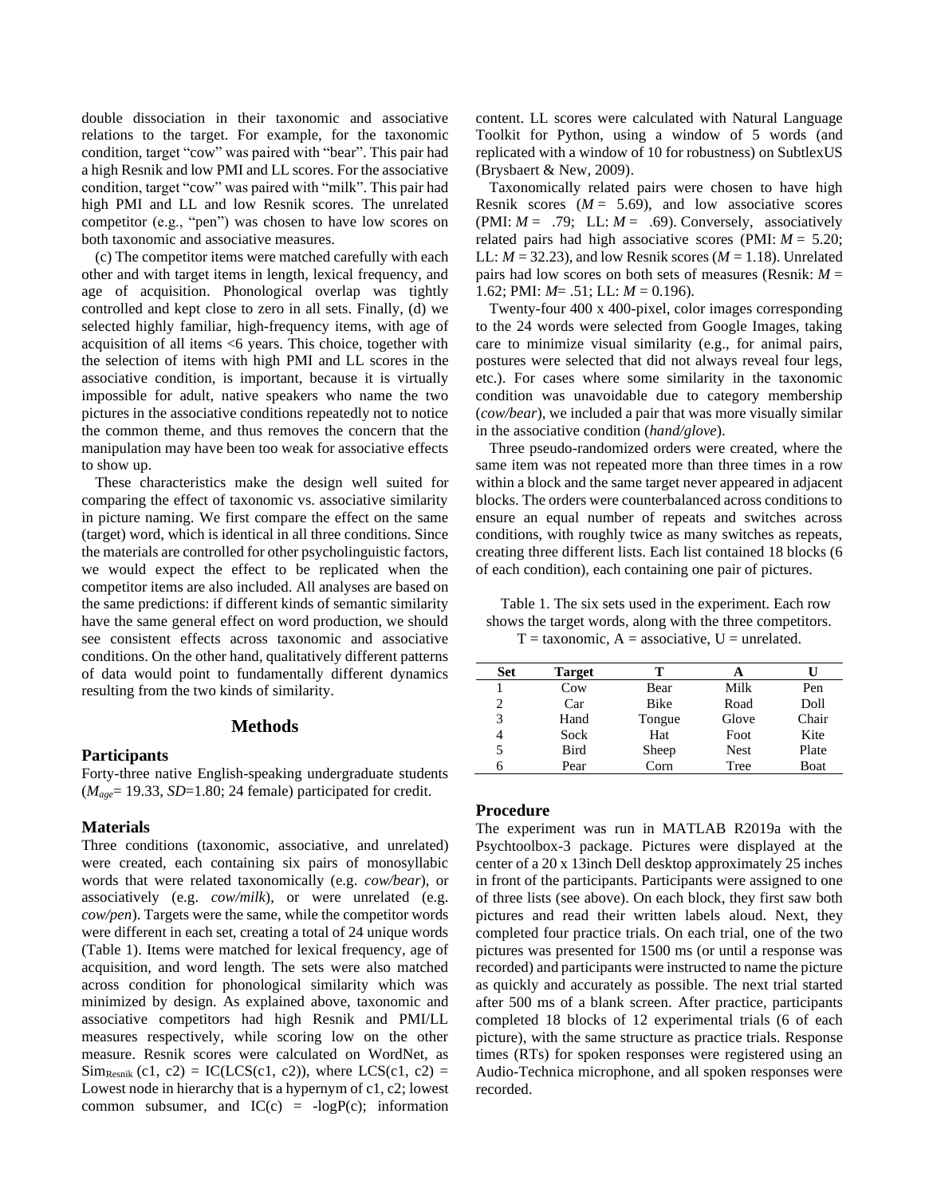double dissociation in their taxonomic and associative relations to the target. For example, for the taxonomic condition, target "cow" was paired with "bear". This pair had a high Resnik and low PMI and LL scores. For the associative condition, target "cow" was paired with "milk". This pair had high PMI and LL and low Resnik scores. The unrelated competitor (e.g., "pen") was chosen to have low scores on both taxonomic and associative measures.

(c) The competitor items were matched carefully with each other and with target items in length, lexical frequency, and age of acquisition. Phonological overlap was tightly controlled and kept close to zero in all sets. Finally, (d) we selected highly familiar, high-frequency items, with age of acquisition of all items <6 years. This choice, together with the selection of items with high PMI and LL scores in the associative condition, is important, because it is virtually impossible for adult, native speakers who name the two pictures in the associative conditions repeatedly not to notice the common theme, and thus removes the concern that the manipulation may have been too weak for associative effects to show up.

These characteristics make the design well suited for comparing the effect of taxonomic vs. associative similarity in picture naming. We first compare the effect on the same (target) word, which is identical in all three conditions. Since the materials are controlled for other psycholinguistic factors, we would expect the effect to be replicated when the competitor items are also included. All analyses are based on the same predictions: if different kinds of semantic similarity have the same general effect on word production, we should see consistent effects across taxonomic and associative conditions. On the other hand, qualitatively different patterns of data would point to fundamentally different dynamics resulting from the two kinds of similarity.

## Methods

### Participants

Forty-three native English-speaking undergraduate students ($M_{age}$= 19.33, $SD$=1.80; 24 female) participated for credit.

### Materials

Three conditions (taxonomic, associative, and unrelated) were created, each containing six pairs of monosyllabic words that were related taxonomically (e.g. *cow/bear*), or associatively (e.g. *cow/milk*), or were unrelated (e.g. *cow/pen*). Targets were the same, while the competitor words were different in each set, creating a total of 24 unique words (Table 1). Items were matched for lexical frequency, age of acquisition, and word length. The sets were also matched across condition for phonological similarity which was minimized by design. As explained above, taxonomic and associative competitors had high Resnik and PMI/LL measures respectively, while scoring low on the other measure. Resnik scores were calculated on WordNet, as $\text{Sim}_{\text{Resnik}}\ (c1,\ c2) = IC(LCS(c1,\ c2))$, where $LCS(c1,\ c2)$ = Lowest node in hierarchy that is a hypernym of c1, c2; lowest common subsumer, and $IC(c) = -\log P(c)$; information content. LL scores were calculated with Natural Language Toolkit for Python, using a window of 5 words (and replicated with a window of 10 for robustness) on SubtlexUS (Brysbaert & New, 2009).

Taxonomically related pairs were chosen to have high Resnik scores ($M$ = 5.69), and low associative scores (PMI: $M$ = .79; LL: $M$ = .69). Conversely, associatively related pairs had high associative scores (PMI: $M$ = 5.20; LL: $M$ = 32.23), and low Resnik scores ($M$ = 1.18). Unrelated pairs had low scores on both sets of measures (Resnik: $M$ = 1.62; PMI: $M$= .51; LL: $M$ = 0.196).

Twenty-four 400 x 400-pixel, color images corresponding to the 24 words were selected from Google Images, taking care to minimize visual similarity (e.g., for animal pairs, postures were selected that did not always reveal four legs, etc.). For cases where some similarity in the taxonomic condition was unavoidable due to category membership (*cow/bear*), we included a pair that was more visually similar in the associative condition (*hand/glove*).

Three pseudo-randomized orders were created, where the same item was not repeated more than three times in a row within a block and the same target never appeared in adjacent blocks. The orders were counterbalanced across conditions to ensure an equal number of repeats and switches across conditions, with roughly twice as many switches as repeats, creating three different lists. Each list contained 18 blocks (6 of each condition), each containing one pair of pictures.

Table 1. The six sets used in the experiment. Each row shows the target words, along with the three competitors. T = taxonomic, A = associative, U = unrelated.

| Set | Target | T | A | U |
|---|---|---|---|---|
| 1 | Cow | Bear | Milk | Pen |
| 2 | Car | Bike | Road | Doll |
| 3 | Hand | Tongue | Glove | Chair |
| 4 | Sock | Hat | Foot | Kite |
| 5 | Bird | Sheep | Nest | Plate |
| 6 | Pear | Corn | Tree | Boat |

### Procedure

The experiment was run in MATLAB R2019a with the Psychtoolbox-3 package. Pictures were displayed at the center of a 20 x 13inch Dell desktop approximately 25 inches in front of the participants. Participants were assigned to one of three lists (see above). On each block, they first saw both pictures and read their written labels aloud. Next, they completed four practice trials. On each trial, one of the two pictures was presented for 1500 ms (or until a response was recorded) and participants were instructed to name the picture as quickly and accurately as possible. The next trial started after 500 ms of a blank screen. After practice, participants completed 18 blocks of 12 experimental trials (6 of each picture), with the same structure as practice trials. Response times (RTs) for spoken responses were registered using an Audio-Technica microphone, and all spoken responses were recorded.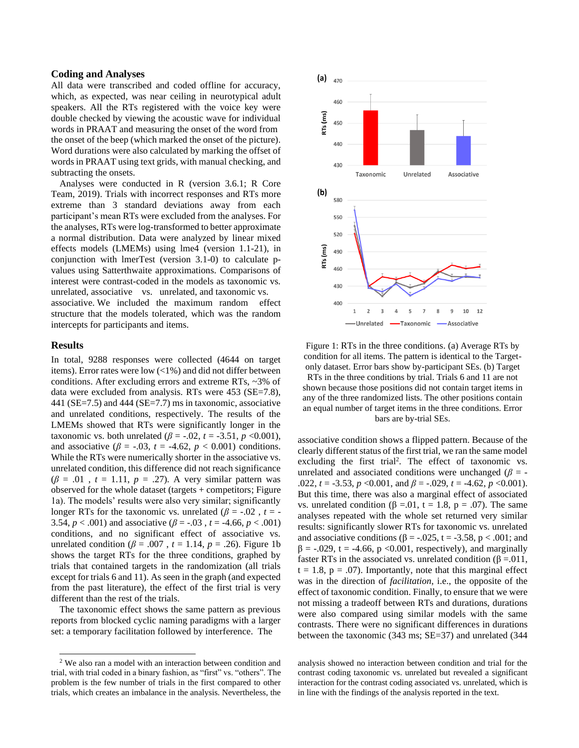## Coding and Analyses

All data were transcribed and coded offline for accuracy, which, as expected, was near ceiling in neurotypical adult speakers. All the RTs registered with the voice key were double checked by viewing the acoustic wave for individual words in PRAAT and measuring the onset of the word from the onset of the beep (which marked the onset of the picture). Word durations were also calculated by marking the offset of words in PRAAT using text grids, with manual checking, and subtracting the onsets.

Analyses were conducted in R (version 3.6.1; R Core Team, 2019). Trials with incorrect responses and RTs more extreme than 3 standard deviations away from each participant's mean RTs were excluded from the analyses. For the analyses, RTs were log-transformed to better approximate a normal distribution. Data were analyzed by linear mixed effects models (LMEMs) using lme4 (version 1.1-21), in conjunction with lmerTest (version 3.1-0) to calculate p-values using Satterthwaite approximations. Comparisons of interest were contrast-coded in the models as taxonomic vs. unrelated, associative vs. unrelated, and taxonomic vs. associative. We included the maximum random effect structure that the models tolerated, which was the random intercepts for participants and items.

## Results

In total, 9288 responses were collected (4644 on target items). Error rates were low (<1%) and did not differ between conditions. After excluding errors and extreme RTs, ~3% of data were excluded from analysis. RTs were 453 (SE=7.8), 441 (SE=7.5) and 444 (SE=7.7) ms in taxonomic, associative and unrelated conditions, respectively. The results of the LMEMs showed that RTs were significantly longer in the taxonomic vs. both unrelated ($\beta$ = -.02, $t$ = -3.51, $p$ <0.001), and associative ($\beta$ = -.03, $t$ = -4.62, $p$ < 0.001) conditions. While the RTs were numerically shorter in the associative vs. unrelated condition, this difference did not reach significance ($\beta$ = .01 , $t$ = 1.11, $p$ = .27). A very similar pattern was observed for the whole dataset (targets + competitors; Figure 1a). The models' results were also very similar; significantly longer RTs for the taxonomic vs. unrelated ($\beta$ = -.02 , $t$ = -3.54, $p$ < .001) and associative ($\beta$ = -.03 , $t$ = -4.66, $p$ < .001) conditions, and no significant effect of associative vs. unrelated condition ($\beta$ = .007 , $t$ = 1.14, $p$ = .26). Figure 1b shows the target RTs for the three conditions, graphed by trials that contained targets in the randomization (all trials except for trials 6 and 11). As seen in the graph (and expected from the past literature), the effect of the first trial is very different than the rest of the trials.

The taxonomic effect shows the same pattern as previous reports from blocked cyclic naming paradigms with a larger set: a temporary facilitation followed by interference. The associative condition shows a flipped pattern. Because of the clearly different status of the first trial, we ran the same model excluding the first trial[2]. The effect of taxonomic vs. unrelated and associated conditions were unchanged ($\beta$ = -.022, $t$ = -3.53, $p$ <0.001, and $\beta$ = -.029, $t$ = -4.62, $p$ <0.001). But this time, there was also a marginal effect of associated vs. unrelated condition (β =.01, t = 1.8, p = .07). The same analyses repeated with the whole set returned very similar results: significantly slower RTs for taxonomic vs. unrelated and associative conditions (β = -.025, t = -3.58, p < .001; and β = -.029, t = -4.66, p <0.001, respectively), and marginally faster RTs in the associated vs. unrelated condition (β =.011, t = 1.8, p = .07). Importantly, note that this marginal effect was in the direction of *facilitation*, i.e., the opposite of the effect of taxonomic condition. Finally, to ensure that we were not missing a tradeoff between RTs and durations, durations were also compared using similar models with the same contrasts. There were no significant differences in durations between the taxonomic (343 ms; SE=37) and unrelated (344

Figure 1: RTs in the three conditions. (a) Average RTs by condition for all items. The pattern is identical to the Target-only dataset. Error bars show by-participant SEs. (b) Target RTs in the three conditions by trial. Trials 6 and 11 are not shown because those positions did not contain target items in any of the three randomized lists. The other positions contain an equal number of target items in the three conditions. Error bars are by-trial SEs.

[2] We also ran a model with an interaction between condition and trial, with trial coded in a binary fashion, as "first" vs. "others". The problem is the few number of trials in the first compared to other trials, which creates an imbalance in the analysis. Nevertheless, the analysis showed no interaction between condition and trial for the contrast coding taxonomic vs. unrelated but revealed a significant interaction for the contrast coding associated vs. unrelated, which is in line with the findings of the analysis reported in the text.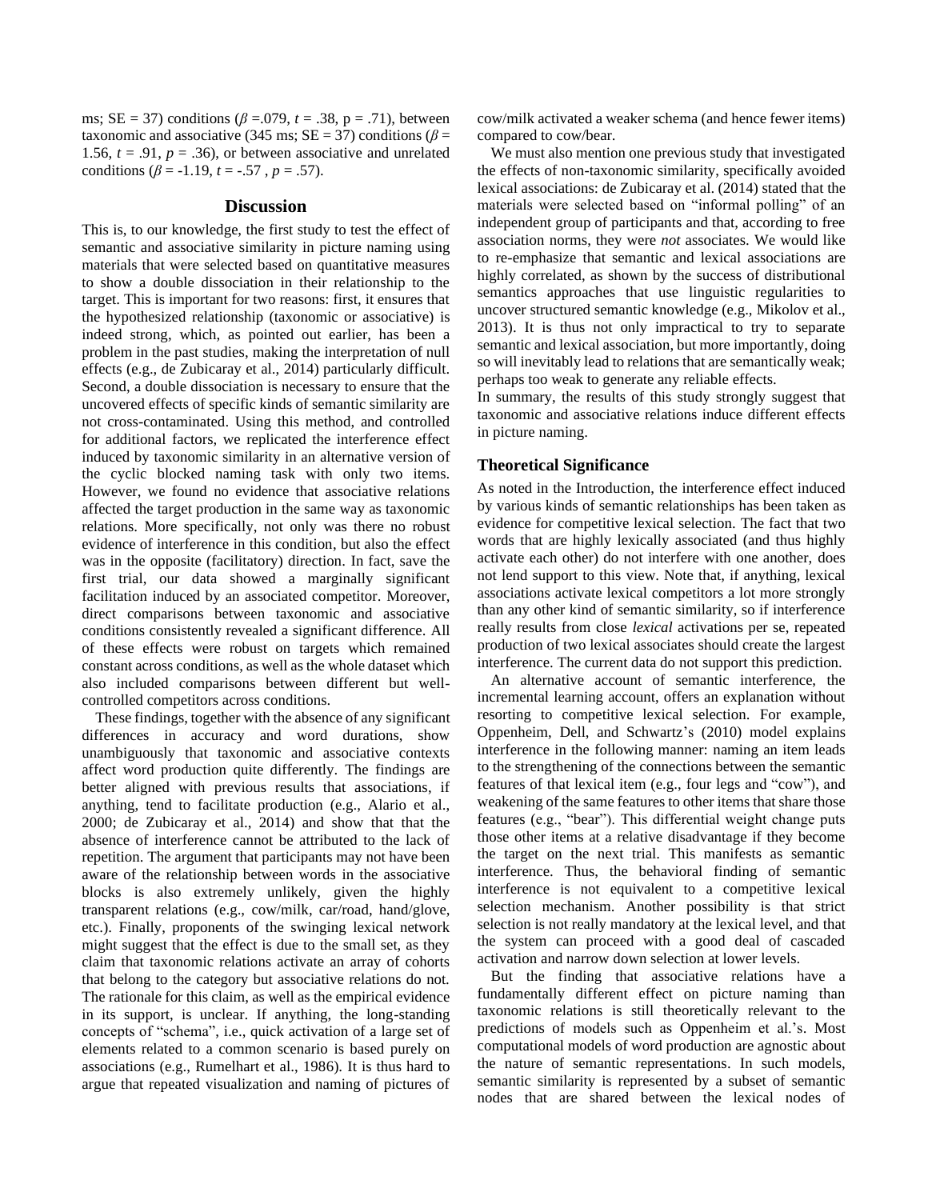ms; SE = 37) conditions ($\beta$ =.079, $t$ = .38, p = .71), between taxonomic and associative (345 ms; SE = 37) conditions ($\beta$ = 1.56, $t$ = .91, $p$ = .36), or between associative and unrelated conditions ($\beta$ = -1.19, $t$ = -.57 , $p$ = .57).

## Discussion

This is, to our knowledge, the first study to test the effect of semantic and associative similarity in picture naming using materials that were selected based on quantitative measures to show a double dissociation in their relationship to the target. This is important for two reasons: first, it ensures that the hypothesized relationship (taxonomic or associative) is indeed strong, which, as pointed out earlier, has been a problem in the past studies, making the interpretation of null effects (e.g., de Zubicaray et al., 2014) particularly difficult. Second, a double dissociation is necessary to ensure that the uncovered effects of specific kinds of semantic similarity are not cross-contaminated. Using this method, and controlled for additional factors, we replicated the interference effect induced by taxonomic similarity in an alternative version of the cyclic blocked naming task with only two items. However, we found no evidence that associative relations affected the target production in the same way as taxonomic relations. More specifically, not only was there no robust evidence of interference in this condition, but also the effect was in the opposite (facilitatory) direction. In fact, save the first trial, our data showed a marginally significant facilitation induced by an associated competitor. Moreover, direct comparisons between taxonomic and associative conditions consistently revealed a significant difference. All of these effects were robust on targets which remained constant across conditions, as well as the whole dataset which also included comparisons between different but well-controlled competitors across conditions.

These findings, together with the absence of any significant differences in accuracy and word durations, show unambiguously that taxonomic and associative contexts affect word production quite differently. The findings are better aligned with previous results that associations, if anything, tend to facilitate production (e.g., Alario et al., 2000; de Zubicaray et al., 2014) and show that that the absence of interference cannot be attributed to the lack of repetition. The argument that participants may not have been aware of the relationship between words in the associative blocks is also extremely unlikely, given the highly transparent relations (e.g., cow/milk, car/road, hand/glove, etc.). Finally, proponents of the swinging lexical network might suggest that the effect is due to the small set, as they claim that taxonomic relations activate an array of cohorts that belong to the category but associative relations do not. The rationale for this claim, as well as the empirical evidence in its support, is unclear. If anything, the long-standing concepts of "schema", i.e., quick activation of a large set of elements related to a common scenario is based purely on associations (e.g., Rumelhart et al., 1986). It is thus hard to argue that repeated visualization and naming of pictures of cow/milk activated a weaker schema (and hence fewer items) compared to cow/bear.

We must also mention one previous study that investigated the effects of non-taxonomic similarity, specifically avoided lexical associations: de Zubicaray et al. (2014) stated that the materials were selected based on "informal polling" of an independent group of participants and that, according to free association norms, they were *not* associates. We would like to re-emphasize that semantic and lexical associations are highly correlated, as shown by the success of distributional semantics approaches that use linguistic regularities to uncover structured semantic knowledge (e.g., Mikolov et al., 2013). It is thus not only impractical to try to separate semantic and lexical association, but more importantly, doing so will inevitably lead to relations that are semantically weak; perhaps too weak to generate any reliable effects.

In summary, the results of this study strongly suggest that taxonomic and associative relations induce different effects in picture naming.

### Theoretical Significance

As noted in the Introduction, the interference effect induced by various kinds of semantic relationships has been taken as evidence for competitive lexical selection. The fact that two words that are highly lexically associated (and thus highly activate each other) do not interfere with one another, does not lend support to this view. Note that, if anything, lexical associations activate lexical competitors a lot more strongly than any other kind of semantic similarity, so if interference really results from close *lexical* activations per se, repeated production of two lexical associates should create the largest interference. The current data do not support this prediction.

An alternative account of semantic interference, the incremental learning account, offers an explanation without resorting to competitive lexical selection. For example, Oppenheim, Dell, and Schwartz's (2010) model explains interference in the following manner: naming an item leads to the strengthening of the connections between the semantic features of that lexical item (e.g., four legs and "cow"), and weakening of the same features to other items that share those features (e.g., "bear"). This differential weight change puts those other items at a relative disadvantage if they become the target on the next trial. This manifests as semantic interference. Thus, the behavioral finding of semantic interference is not equivalent to a competitive lexical selection mechanism. Another possibility is that strict selection is not really mandatory at the lexical level, and that the system can proceed with a good deal of cascaded activation and narrow down selection at lower levels.

But the finding that associative relations have a fundamentally different effect on picture naming than taxonomic relations is still theoretically relevant to the predictions of models such as Oppenheim et al.'s. Most computational models of word production are agnostic about the nature of semantic representations. In such models, semantic similarity is represented by a subset of semantic nodes that are shared between the lexical nodes of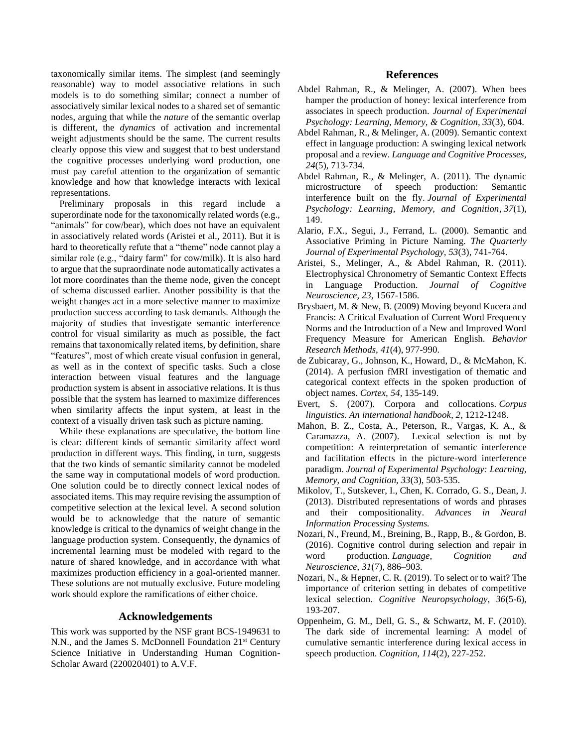taxonomically similar items. The simplest (and seemingly reasonable) way to model associative relations in such models is to do something similar; connect a number of associatively similar lexical nodes to a shared set of semantic nodes, arguing that while the *nature* of the semantic overlap is different, the *dynamics* of activation and incremental weight adjustments should be the same. The current results clearly oppose this view and suggest that to best understand the cognitive processes underlying word production, one must pay careful attention to the organization of semantic knowledge and how that knowledge interacts with lexical representations.

Preliminary proposals in this regard include a superordinate node for the taxonomically related words (e.g., "animals" for cow/bear), which does not have an equivalent in associatively related words (Aristei et al., 2011). But it is hard to theoretically refute that a "theme" node cannot play a similar role (e.g., "dairy farm" for cow/milk). It is also hard to argue that the supraordinate node automatically activates a lot more coordinates than the theme node, given the concept of schema discussed earlier. Another possibility is that the weight changes act in a more selective manner to maximize production success according to task demands. Although the majority of studies that investigate semantic interference control for visual similarity as much as possible, the fact remains that taxonomically related items, by definition, share "features", most of which create visual confusion in general, as well as in the context of specific tasks. Such a close interaction between visual features and the language production system is absent in associative relations. It is thus possible that the system has learned to maximize differences when similarity affects the input system, at least in the context of a visually driven task such as picture naming.

While these explanations are speculative, the bottom line is clear: different kinds of semantic similarity affect word production in different ways. This finding, in turn, suggests that the two kinds of semantic similarity cannot be modeled the same way in computational models of word production. One solution could be to directly connect lexical nodes of associated items. This may require revising the assumption of competitive selection at the lexical level. A second solution would be to acknowledge that the nature of semantic knowledge is critical to the dynamics of weight change in the language production system. Consequently, the dynamics of incremental learning must be modeled with regard to the nature of shared knowledge, and in accordance with what maximizes production efficiency in a goal-oriented manner. These solutions are not mutually exclusive. Future modeling work should explore the ramifications of either choice.

## Acknowledgements

This work was supported by the NSF grant BCS-1949631 to N.N., and the James S. McDonnell Foundation 21st Century Science Initiative in Understanding Human Cognition-Scholar Award (220020401) to A.V.F.

## References

Abdel Rahman, R., & Melinger, A. (2007). When bees hamper the production of honey: lexical interference from associates in speech production. *Journal of Experimental Psychology: Learning, Memory, & Cognition, 33*(3), 604.

Abdel Rahman, R., & Melinger, A. (2009). Semantic context effect in language production: A swinging lexical network proposal and a review. *Language and Cognitive Processes, 24*(5), 713-734.

Abdel Rahman, R., & Melinger, A. (2011). The dynamic microstructure of speech production: Semantic interference built on the fly. *Journal of Experimental Psychology: Learning, Memory, and Cognition*, *37*(1), 149.

Alario, F.X., Segui, J., Ferrand, L. (2000). Semantic and Associative Priming in Picture Naming. *The Quarterly Journal of Experimental Psychology, 53*(3), 741-764.

Aristei, S., Melinger, A., & Abdel Rahman, R. (2011). Electrophysical Chronometry of Semantic Context Effects in Language Production. *Journal of Cognitive Neuroscience, 23,* 1567-1586.

Brysbaert, M. & New, B. (2009) Moving beyond Kucera and Francis: A Critical Evaluation of Current Word Frequency Norms and the Introduction of a New and Improved Word Frequency Measure for American English. *Behavior Research Methods, 41*(4), 977-990.

de Zubicaray, G., Johnson, K., Howard, D., & McMahon, K. (2014). A perfusion fMRI investigation of thematic and categorical context effects in the spoken production of object names. *Cortex, 54,* 135-149.

Evert, S. (2007). Corpora and collocations. *Corpus linguistics. An international handbook*, *2*, 1212-1248.

Mahon, B. Z., Costa, A., Peterson, R., Vargas, K. A., & Caramazza, A. (2007). Lexical selection is not by competition: A reinterpretation of semantic interference and facilitation effects in the picture-word interference paradigm. *Journal of Experimental Psychology: Learning, Memory, and Cognition, 33*(3), 503-535.

Mikolov, T., Sutskever, I., Chen, K. Corrado, G. S., Dean, J. (2013). Distributed representations of words and phrases and their compositionality. *Advances in Neural Information Processing Systems.*

Nozari, N., Freund, M., Breining, B., Rapp, B., & Gordon, B. (2016). Cognitive control during selection and repair in word production. *Language, Cognition and Neuroscience*, *31*(7), 886–903.

Nozari, N., & Hepner, C. R. (2019). To select or to wait? The importance of criterion setting in debates of competitive lexical selection. *Cognitive Neuropsychology, 36*(5-6), 193-207.

Oppenheim, G. M., Dell, G. S., & Schwartz, M. F. (2010). The dark side of incremental learning: A model of cumulative semantic interference during lexical access in speech production. *Cognition, 114*(2), 227-252.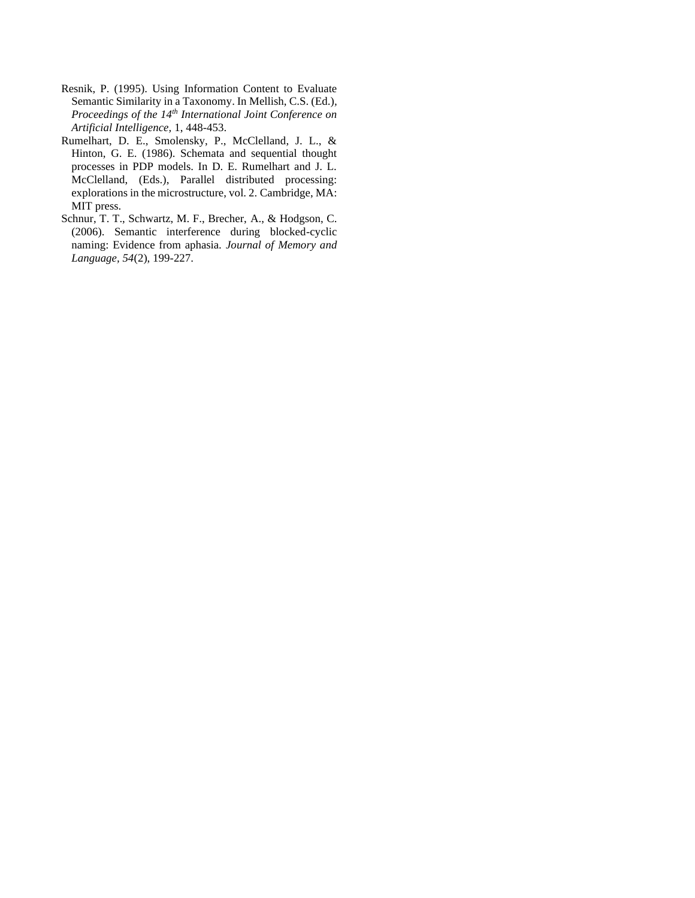Resnik, P. (1995). Using Information Content to Evaluate Semantic Similarity in a Taxonomy. In Mellish, C.S. (Ed.), *Proceedings of the 14th International Joint Conference on Artificial Intelligence,* 1, 448-453.

Rumelhart, D. E., Smolensky, P., McClelland, J. L., & Hinton, G. E. (1986). Schemata and sequential thought processes in PDP models. In D. E. Rumelhart and J. L. McClelland, (Eds.), Parallel distributed processing: explorations in the microstructure, vol. 2. Cambridge, MA: MIT press.

Schnur, T. T., Schwartz, M. F., Brecher, A., & Hodgson, C. (2006). Semantic interference during blocked-cyclic naming: Evidence from aphasia. *Journal of Memory and Language, 54*(2), 199-227.